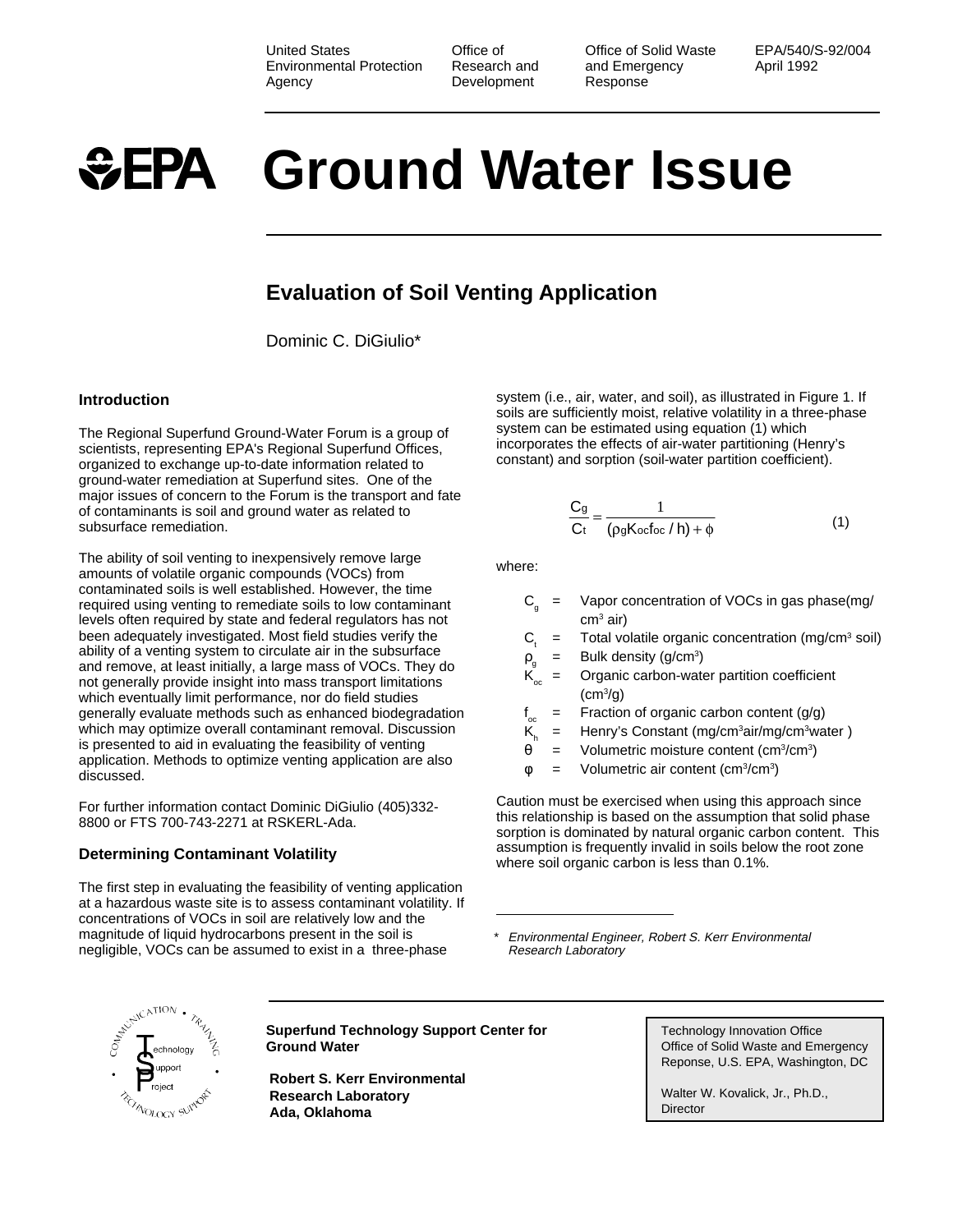United States Environmental Protection Agency

Office of Research and Development

Office of Solid Waste and Emergency Response

EPA/540/S-92/004
April 1992

# Ground Water Issue

## Evaluation of Soil Venting Application

Dominic C. DiGiulio*

### Introduction

The Regional Superfund Ground-Water Forum is a group of scientists, representing EPA's Regional Superfund Offices, organized to exchange up-to-date information related to ground-water remediation at Superfund sites. One of the major issues of concern to the Forum is the transport and fate of contaminants is soil and ground water as related to subsurface remediation.

The ability of soil venting to inexpensively remove large amounts of volatile organic compounds (VOCs) from contaminated soils is well established. However, the time required using venting to remediate soils to low contaminant levels often required by state and federal regulators has not been adequately investigated. Most field studies verify the ability of a venting system to circulate air in the subsurface and remove, at least initially, a large mass of VOCs. They do not generally provide insight into mass transport limitations which eventually limit performance, nor do field studies generally evaluate methods such as enhanced biodegradation which may optimize overall contaminant removal. Discussion is presented to aid in evaluating the feasibility of venting application. Methods to optimize venting application are also discussed.

For further information contact Dominic DiGiulio (405)332-8800 or FTS 700-743-2271 at RSKERL-Ada.

### Determining Contaminant Volatility

The first step in evaluating the feasibility of venting application at a hazardous waste site is to assess contaminant volatility. If concentrations of VOCs in soil are relatively low and the magnitude of liquid hydrocarbons present in the soil is negligible, VOCs can be assumed to exist in a three-phase system (i.e., air, water, and soil), as illustrated in Figure 1. If soils are sufficiently moist, relative volatility in a three-phase system can be estimated using equation (1) which incorporates the effects of air-water partitioning (Henry's constant) and sorption (soil-water partition coefficient).

$$\frac{C_g}{C_t} = \frac{1}{(\rho_g K_{oc} f_{oc} / h) + \phi} \qquad (1)$$

where:

- $C_g$ = Vapor concentration of VOCs in gas phase(mg/cm$^3$ air)
- $C_t$ = Total volatile organic concentration (mg/cm$^3$ soil)
- $\rho_g$ = Bulk density (g/cm$^3$)
- $K_{oc}$ = Organic carbon-water partition coefficient (cm$^3$/g)
- $f_{oc}$ = Fraction of organic carbon content (g/g)
- $K_h$ = Henry's Constant (mg/cm$^3$air/mg/cm$^3$water )
- $\theta$ = Volumetric moisture content (cm$^3$/cm$^3$)
- $\varphi$ = Volumetric air content (cm$^3$/cm$^3$)

Caution must be exercised when using this approach since this relationship is based on the assumption that solid phase sorption is dominated by natural organic carbon content. This assumption is frequently invalid in soils below the root zone where soil organic carbon is less than 0.1%.

\* *Environmental Engineer, Robert S. Kerr Environmental Research Laboratory*

**Superfund Technology Support Center for Ground Water**

**Robert S. Kerr Environmental Research Laboratory
Ada, Oklahoma**

Technology Innovation Office
Office of Solid Waste and Emergency Reponse, U.S. EPA, Washington, DC

Walter W. Kovalick, Jr., Ph.D., Director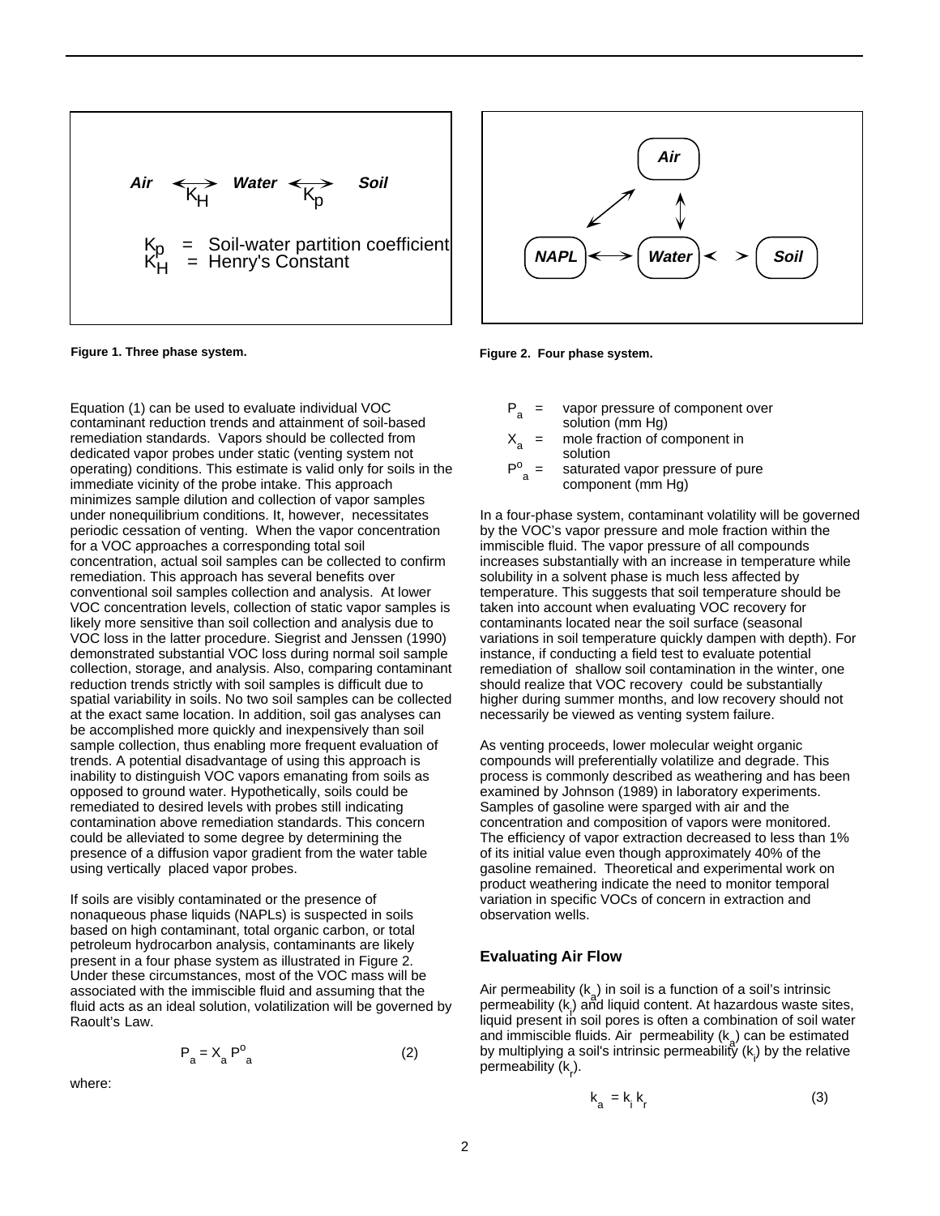Air $\overset{K_H}{\longleftrightarrow}$ Water $\overset{K_p}{\longleftrightarrow}$ Soil

$K_p$ = Soil-water partition coefficient
$K_H$ = Henry's Constant

**Figure 1. Three phase system.**

Air

NAPL

Water

Soil

**Figure 2. Four phase system.**

Equation (1) can be used to evaluate individual VOC contaminant reduction trends and attainment of soil-based remediation standards. Vapors should be collected from dedicated vapor probes under static (venting system not operating) conditions. This estimate is valid only for soils in the immediate vicinity of the probe intake. This approach minimizes sample dilution and collection of vapor samples under nonequilibrium conditions. It, however, necessitates periodic cessation of venting. When the vapor concentration for a VOC approaches a corresponding total soil concentration, actual soil samples can be collected to confirm remediation. This approach has several benefits over conventional soil samples collection and analysis. At lower VOC concentration levels, collection of static vapor samples is likely more sensitive than soil collection and analysis due to VOC loss in the latter procedure. Siegrist and Jenssen (1990) demonstrated substantial VOC loss during normal soil sample collection, storage, and analysis. Also, comparing contaminant reduction trends strictly with soil samples is difficult due to spatial variability in soils. No two soil samples can be collected at the exact same location. In addition, soil gas analyses can be accomplished more quickly and inexpensively than soil sample collection, thus enabling more frequent evaluation of trends. A potential disadvantage of using this approach is inability to distinguish VOC vapors emanating from soils as opposed to ground water. Hypothetically, soils could be remediated to desired levels with probes still indicating contamination above remediation standards. This concern could be alleviated to some degree by determining the presence of a diffusion vapor gradient from the water table using vertically placed vapor probes.

If soils are visibly contaminated or the presence of nonaqueous phase liquids (NAPLs) is suspected in soils based on high contaminant, total organic carbon, or total petroleum hydrocarbon analysis, contaminants are likely present in a four phase system as illustrated in Figure 2. Under these circumstances, most of the VOC mass will be associated with the immiscible fluid and assuming that the fluid acts as an ideal solution, volatilization will be governed by Raoult's Law.

$$P_a = X_a P^o_a \qquad (2)$$

where:

$P_a$ = vapor pressure of component over solution (mm Hg)
$X_a$ = mole fraction of component in solution
$P^o_a$ = saturated vapor pressure of pure component (mm Hg)

In a four-phase system, contaminant volatility will be governed by the VOC's vapor pressure and mole fraction within the immiscible fluid. The vapor pressure of all compounds increases substantially with an increase in temperature while solubility in a solvent phase is much less affected by temperature. This suggests that soil temperature should be taken into account when evaluating VOC recovery for contaminants located near the soil surface (seasonal variations in soil temperature quickly dampen with depth). For instance, if conducting a field test to evaluate potential remediation of shallow soil contamination in the winter, one should realize that VOC recovery could be substantially higher during summer months, and low recovery should not necessarily be viewed as venting system failure.

As venting proceeds, lower molecular weight organic compounds will preferentially volatilize and degrade. This process is commonly described as weathering and has been examined by Johnson (1989) in laboratory experiments. Samples of gasoline were sparged with air and the concentration and composition of vapors were monitored. The efficiency of vapor extraction decreased to less than 1% of its initial value even though approximately 40% of the gasoline remained. Theoretical and experimental work on product weathering indicate the need to monitor temporal variation in specific VOCs of concern in extraction and observation wells.

### Evaluating Air Flow

Air permeability ($k_a$) in soil is a function of a soil's intrinsic permeability ($k_i$) and liquid content. At hazardous waste sites, liquid present in soil pores is often a combination of soil water and immiscible fluids. Air permeability ($k_a$) can be estimated by multiplying a soil's intrinsic permeability ($k_i$) by the relative permeability ($k_r$).

$$k_a = k_i k_r \qquad (3)$$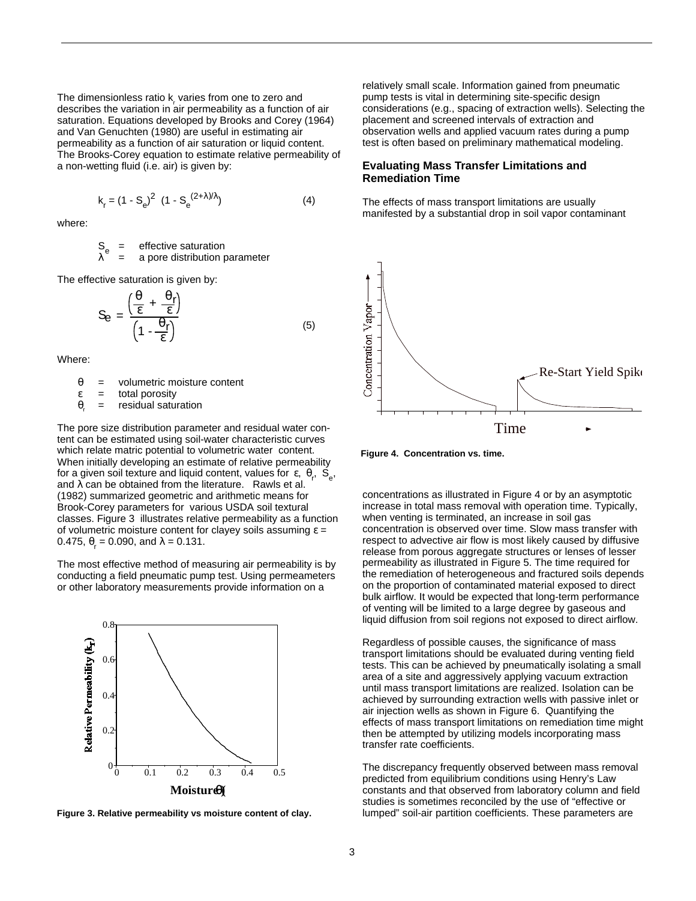The dimensionless ratio $k_r$ varies from one to zero and describes the variation in air permeability as a function of air saturation. Equations developed by Brooks and Corey (1964) and Van Genuchten (1980) are useful in estimating air permeability as a function of air saturation or liquid content. The Brooks-Corey equation to estimate relative permeability of a non-wetting fluid (i.e. air) is given by:

$$k_r = (1 - S_e)^2 \ (1 - S_e^{(2+\lambda)/\lambda}) \tag{4}$$

where:

$S_e$ = effective saturation
$\lambda$ = a pore distribution parameter

The effective saturation is given by:

$$S_e = \frac{\left(\frac{\theta}{\varepsilon} + \frac{\theta_r}{\varepsilon}\right)}{\left(1 - \frac{\theta_r}{\varepsilon}\right)} \tag{5}$$

Where:

$\theta$ = volumetric moisture content
$\varepsilon$ = total porosity
$\theta_r$ = residual saturation

The pore size distribution parameter and residual water content can be estimated using soil-water characteristic curves which relate matric potential to volumetric water content. When initially developing an estimate of relative permeability for a given soil texture and liquid content, values for $\varepsilon$, $\theta_r$, $S_e$, and $\lambda$ can be obtained from the literature. Rawls et al. (1982) summarized geometric and arithmetic means for Brook-Corey parameters for various USDA soil textural classes. Figure 3 illustrates relative permeability as a function of volumetric moisture content for clayey soils assuming $\varepsilon$ = 0.475, $\theta_r$ = 0.090, and $\lambda$ = 0.131.

The most effective method of measuring air permeability is by conducting a field pneumatic pump test. Using permeameters or other laboratory measurements provide information on a relatively small scale. Information gained from pneumatic pump tests is vital in determining site-specific design considerations (e.g., spacing of extraction wells). Selecting the placement and screened intervals of extraction and observation wells and applied vacuum rates during a pump test is often based on preliminary mathematical modeling.

**Figure 3. Relative permeability vs moisture content of clay.**

## Evaluating Mass Transfer Limitations and Remediation Time

The effects of mass transport limitations are usually manifested by a substantial drop in soil vapor contaminant concentrations as illustrated in Figure 4 or by an asymptotic increase in total mass removal with operation time. Typically, when venting is terminated, an increase in soil gas concentration is observed over time. Slow mass transfer with respect to advective air flow is most likely caused by diffusive release from porous aggregate structures or lenses of lesser permeability as illustrated in Figure 5. The time required for the remediation of heterogeneous and fractured soils depends on the proportion of contaminated material exposed to direct bulk airflow. It would be expected that long-term performance of venting will be limited to a large degree by gaseous and liquid diffusion from soil regions not exposed to direct airflow.

**Figure 4. Concentration vs. time.**

Regardless of possible causes, the significance of mass transport limitations should be evaluated during venting field tests. This can be achieved by pneumatically isolating a small area of a site and aggressively applying vacuum extraction until mass transport limitations are realized. Isolation can be achieved by surrounding extraction wells with passive inlet or air injection wells as shown in Figure 6. Quantifying the effects of mass transport limitations on remediation time might then be attempted by utilizing models incorporating mass transfer rate coefficients.

The discrepancy frequently observed between mass removal predicted from equilibrium conditions using Henry's Law constants and that observed from laboratory column and field studies is sometimes reconciled by the use of "effective or lumped" soil-air partition coefficients. These parameters are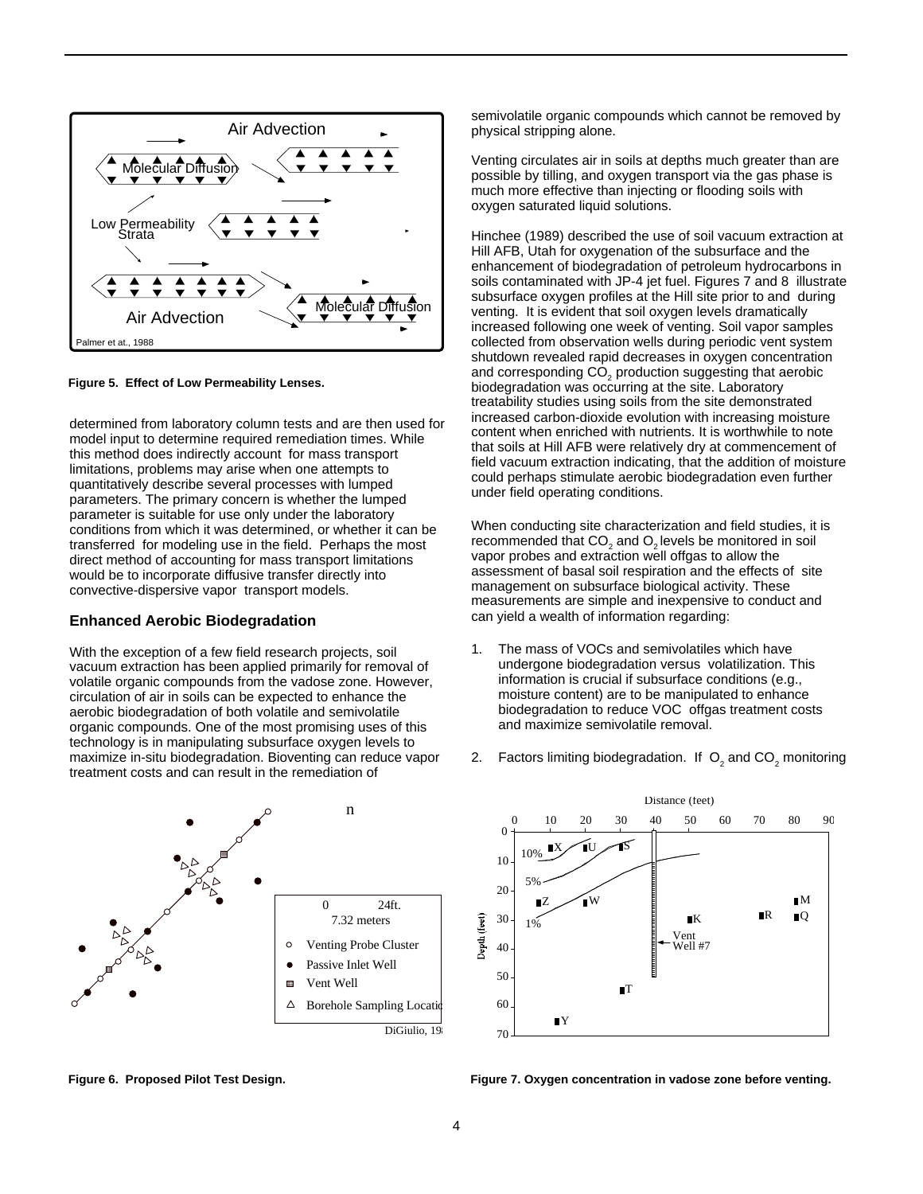Air Advection

Molecular Diffusion

Low Permeability Strata

Molecular Diffusion

Air Advection

Palmer et al., 1988

**Figure 5. Effect of Low Permeability Lenses.**

determined from laboratory column tests and are then used for model input to determine required remediation times. While this method does indirectly account for mass transport limitations, problems may arise when one attempts to quantitatively describe several processes with lumped parameters. The primary concern is whether the lumped parameter is suitable for use only under the laboratory conditions from which it was determined, or whether it can be transferred for modeling use in the field. Perhaps the most direct method of accounting for mass transport limitations would be to incorporate diffusive transfer directly into convective-dispersive vapor transport models.

### Enhanced Aerobic Biodegradation

With the exception of a few field research projects, soil vacuum extraction has been applied primarily for removal of volatile organic compounds from the vadose zone. However, circulation of air in soils can be expected to enhance the aerobic biodegradation of both volatile and semivolatile organic compounds. One of the most promising uses of this technology is in manipulating subsurface oxygen levels to maximize in-situ biodegradation. Bioventing can reduce vapor treatment costs and can result in the remediation of semivolatile organic compounds which cannot be removed by physical stripping alone.

Venting circulates air in soils at depths much greater than are possible by tilling, and oxygen transport via the gas phase is much more effective than injecting or flooding soils with oxygen saturated liquid solutions.

Hinchee (1989) described the use of soil vacuum extraction at Hill AFB, Utah for oxygenation of the subsurface and the enhancement of biodegradation of petroleum hydrocarbons in soils contaminated with JP-4 jet fuel. Figures 7 and 8 illustrate subsurface oxygen profiles at the Hill site prior to and during venting. It is evident that soil oxygen levels dramatically increased following one week of venting. Soil vapor samples collected from observation wells during periodic vent system shutdown revealed rapid decreases in oxygen concentration and corresponding $CO_2$ production suggesting that aerobic biodegradation was occurring at the site. Laboratory treatability studies using soils from the site demonstrated increased carbon-dioxide evolution with increasing moisture content when enriched with nutrients. It is worthwhile to note that soils at Hill AFB were relatively dry at commencement of field vacuum extraction indicating, that the addition of moisture could perhaps stimulate aerobic biodegradation even further under field operating conditions.

When conducting site characterization and field studies, it is recommended that $CO_2$ and $O_2$ levels be monitored in soil vapor probes and extraction well offgas to allow the assessment of basal soil respiration and the effects of site management on subsurface biological activity. These measurements are simple and inexpensive to conduct and can yield a wealth of information regarding:

1. The mass of VOCs and semivolatiles which have undergone biodegradation versus volatilization. This information is crucial if subsurface conditions (e.g., moisture content) are to be manipulated to enhance biodegradation to reduce VOC offgas treatment costs and maximize semivolatile removal.

2. Factors limiting biodegradation. If $O_2$ and $CO_2$ monitoring

n

0 24ft.
7.32 meters

Venting Probe Cluster
Passive Inlet Well
Vent Well
Borehole Sampling Locatio

DiGiulio, 19

**Figure 6. Proposed Pilot Test Design.**

Distance (feet)

0 10 20 30 40 50 60 70 80 90

Depth (feet)

0 10 20 30 40 50 60 70

X U S 10% 5% Z W M R Q K 1% Vent Well #7 T Y

**Figure 7. Oxygen concentration in vadose zone before venting.**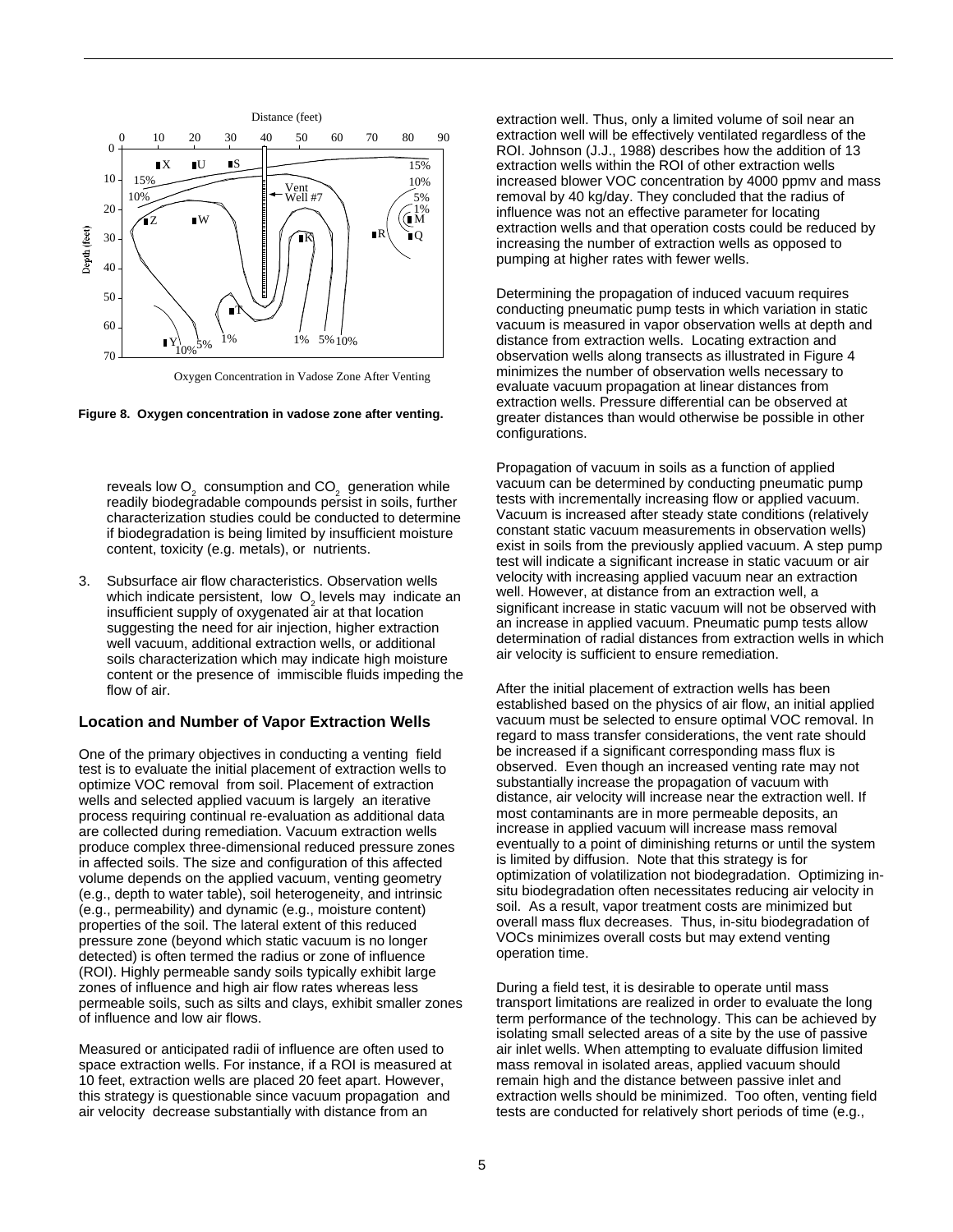Distance (feet)

0 10 20 30 40 50 60 70 80 90

0 10 20 30 40 50 60 70

Depth (feet)

X U S

15% 10%

Vent Well #7

15% 10% 5% 1%

M

Z W

K

R Q

T

Y 10% 5% 1% 1% 5% 10%

Oxygen Concentration in Vadose Zone After Venting

**Figure 8. Oxygen concentration in vadose zone after venting.**

reveals low $O_2$ consumption and $CO_2$ generation while readily biodegradable compounds persist in soils, further characterization studies could be conducted to determine if biodegradation is being limited by insufficient moisture content, toxicity (e.g. metals), or nutrients.

3. Subsurface air flow characteristics. Observation wells which indicate persistent, low $O_2$ levels may indicate an insufficient supply of oxygenated air at that location suggesting the need for air injection, higher extraction well vacuum, additional extraction wells, or additional soils characterization which may indicate high moisture content or the presence of immiscible fluids impeding the flow of air.

### Location and Number of Vapor Extraction Wells

One of the primary objectives in conducting a venting field test is to evaluate the initial placement of extraction wells to optimize VOC removal from soil. Placement of extraction wells and selected applied vacuum is largely an iterative process requiring continual re-evaluation as additional data are collected during remediation. Vacuum extraction wells produce complex three-dimensional reduced pressure zones in affected soils. The size and configuration of this affected volume depends on the applied vacuum, venting geometry (e.g., depth to water table), soil heterogeneity, and intrinsic (e.g., permeability) and dynamic (e.g., moisture content) properties of the soil. The lateral extent of this reduced pressure zone (beyond which static vacuum is no longer detected) is often termed the radius or zone of influence (ROI). Highly permeable sandy soils typically exhibit large zones of influence and high air flow rates whereas less permeable soils, such as silts and clays, exhibit smaller zones of influence and low air flows.

Measured or anticipated radii of influence are often used to space extraction wells. For instance, if a ROI is measured at 10 feet, extraction wells are placed 20 feet apart. However, this strategy is questionable since vacuum propagation and air velocity decrease substantially with distance from an extraction well. Thus, only a limited volume of soil near an extraction well will be effectively ventilated regardless of the ROI. Johnson (J.J., 1988) describes how the addition of 13 extraction wells within the ROI of other extraction wells increased blower VOC concentration by 4000 ppmv and mass removal by 40 kg/day. They concluded that the radius of influence was not an effective parameter for locating extraction wells and that operation costs could be reduced by increasing the number of extraction wells as opposed to pumping at higher rates with fewer wells.

Determining the propagation of induced vacuum requires conducting pneumatic pump tests in which variation in static vacuum is measured in vapor observation wells at depth and distance from extraction wells. Locating extraction and observation wells along transects as illustrated in Figure 4 minimizes the number of observation wells necessary to evaluate vacuum propagation at linear distances from extraction wells. Pressure differential can be observed at greater distances than would otherwise be possible in other configurations.

Propagation of vacuum in soils as a function of applied vacuum can be determined by conducting pneumatic pump tests with incrementally increasing flow or applied vacuum. Vacuum is increased after steady state conditions (relatively constant static vacuum measurements in observation wells) exist in soils from the previously applied vacuum. A step pump test will indicate a significant increase in static vacuum or air velocity with increasing applied vacuum near an extraction well. However, at distance from an extraction well, a significant increase in static vacuum will not be observed with an increase in applied vacuum. Pneumatic pump tests allow determination of radial distances from extraction wells in which air velocity is sufficient to ensure remediation.

After the initial placement of extraction wells has been established based on the physics of air flow, an initial applied vacuum must be selected to ensure optimal VOC removal. In regard to mass transfer considerations, the vent rate should be increased if a significant corresponding mass flux is observed. Even though an increased venting rate may not substantially increase the propagation of vacuum with distance, air velocity will increase near the extraction well. If most contaminants are in more permeable deposits, an increase in applied vacuum will increase mass removal eventually to a point of diminishing returns or until the system is limited by diffusion. Note that this strategy is for optimization of volatilization not biodegradation. Optimizing in-situ biodegradation often necessitates reducing air velocity in soil. As a result, vapor treatment costs are minimized but overall mass flux decreases. Thus, in-situ biodegradation of VOCs minimizes overall costs but may extend venting operation time.

During a field test, it is desirable to operate until mass transport limitations are realized in order to evaluate the long term performance of the technology. This can be achieved by isolating small selected areas of a site by the use of passive air inlet wells. When attempting to evaluate diffusion limited mass removal in isolated areas, applied vacuum should remain high and the distance between passive inlet and extraction wells should be minimized. Too often, venting field tests are conducted for relatively short periods of time (e.g.,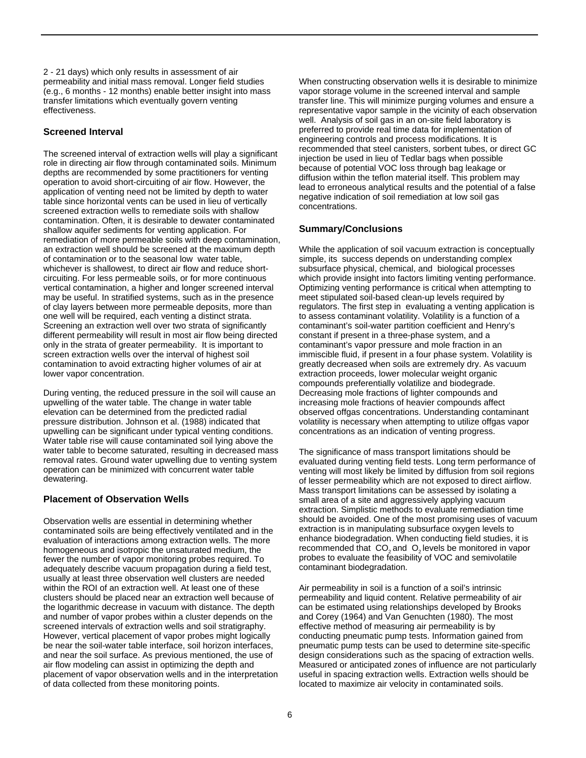2 - 21 days) which only results in assessment of air permeability and initial mass removal. Longer field studies (e.g., 6 months - 12 months) enable better insight into mass transfer limitations which eventually govern venting effectiveness.

### Screened Interval

The screened interval of extraction wells will play a significant role in directing air flow through contaminated soils. Minimum depths are recommended by some practitioners for venting operation to avoid short-circuiting of air flow. However, the application of venting need not be limited by depth to water table since horizontal vents can be used in lieu of vertically screened extraction wells to remediate soils with shallow contamination. Often, it is desirable to dewater contaminated shallow aquifer sediments for venting application. For remediation of more permeable soils with deep contamination, an extraction well should be screened at the maximum depth of contamination or to the seasonal low water table, whichever is shallowest, to direct air flow and reduce short-circuiting. For less permeable soils, or for more continuous vertical contamination, a higher and longer screened interval may be useful. In stratified systems, such as in the presence of clay layers between more permeable deposits, more than one well will be required, each venting a distinct strata. Screening an extraction well over two strata of significantly different permeability will result in most air flow being directed only in the strata of greater permeability. It is important to screen extraction wells over the interval of highest soil contamination to avoid extracting higher volumes of air at lower vapor concentration.

During venting, the reduced pressure in the soil will cause an upwelling of the water table. The change in water table elevation can be determined from the predicted radial pressure distribution. Johnson et al. (1988) indicated that upwelling can be significant under typical venting conditions. Water table rise will cause contaminated soil lying above the water table to become saturated, resulting in decreased mass removal rates. Ground water upwelling due to venting system operation can be minimized with concurrent water table dewatering.

### Placement of Observation Wells

Observation wells are essential in determining whether contaminated soils are being effectively ventilated and in the evaluation of interactions among extraction wells. The more homogeneous and isotropic the unsaturated medium, the fewer the number of vapor monitoring probes required. To adequately describe vacuum propagation during a field test, usually at least three observation well clusters are needed within the ROI of an extraction well. At least one of these clusters should be placed near an extraction well because of the logarithmic decrease in vacuum with distance. The depth and number of vapor probes within a cluster depends on the screened intervals of extraction wells and soil stratigraphy. However, vertical placement of vapor probes might logically be near the soil-water table interface, soil horizon interfaces, and near the soil surface. As previous mentioned, the use of air flow modeling can assist in optimizing the depth and placement of vapor observation wells and in the interpretation of data collected from these monitoring points.

When constructing observation wells it is desirable to minimize vapor storage volume in the screened interval and sample transfer line. This will minimize purging volumes and ensure a representative vapor sample in the vicinity of each observation well. Analysis of soil gas in an on-site field laboratory is preferred to provide real time data for implementation of engineering controls and process modifications. It is recommended that steel canisters, sorbent tubes, or direct GC injection be used in lieu of Tedlar bags when possible because of potential VOC loss through bag leakage or diffusion within the teflon material itself. This problem may lead to erroneous analytical results and the potential of a false negative indication of soil remediation at low soil gas concentrations.

### Summary/Conclusions

While the application of soil vacuum extraction is conceptually simple, its success depends on understanding complex subsurface physical, chemical, and biological processes which provide insight into factors limiting venting performance. Optimizing venting performance is critical when attempting to meet stipulated soil-based clean-up levels required by regulators. The first step in evaluating a venting application is to assess contaminant volatility. Volatility is a function of a contaminant's soil-water partition coefficient and Henry's constant if present in a three-phase system, and a contaminant's vapor pressure and mole fraction in an immiscible fluid, if present in a four phase system. Volatility is greatly decreased when soils are extremely dry. As vacuum extraction proceeds, lower molecular weight organic compounds preferentially volatilize and biodegrade. Decreasing mole fractions of lighter compounds and increasing mole fractions of heavier compounds affect observed offgas concentrations. Understanding contaminant volatility is necessary when attempting to utilize offgas vapor concentrations as an indication of venting progress.

The significance of mass transport limitations should be evaluated during venting field tests. Long term performance of venting will most likely be limited by diffusion from soil regions of lesser permeability which are not exposed to direct airflow. Mass transport limitations can be assessed by isolating a small area of a site and aggressively applying vacuum extraction. Simplistic methods to evaluate remediation time should be avoided. One of the most promising uses of vacuum extraction is in manipulating subsurface oxygen levels to enhance biodegradation. When conducting field studies, it is recommended that $CO_2$ and $O_2$ levels be monitored in vapor probes to evaluate the feasibility of VOC and semivolatile contaminant biodegradation.

Air permeability in soil is a function of a soil's intrinsic permeability and liquid content. Relative permeability of air can be estimated using relationships developed by Brooks and Corey (1964) and Van Genuchten (1980). The most effective method of measuring air permeability is by conducting pneumatic pump tests. Information gained from pneumatic pump tests can be used to determine site-specific design considerations such as the spacing of extraction wells. Measured or anticipated zones of influence are not particularly useful in spacing extraction wells. Extraction wells should be located to maximize air velocity in contaminated soils.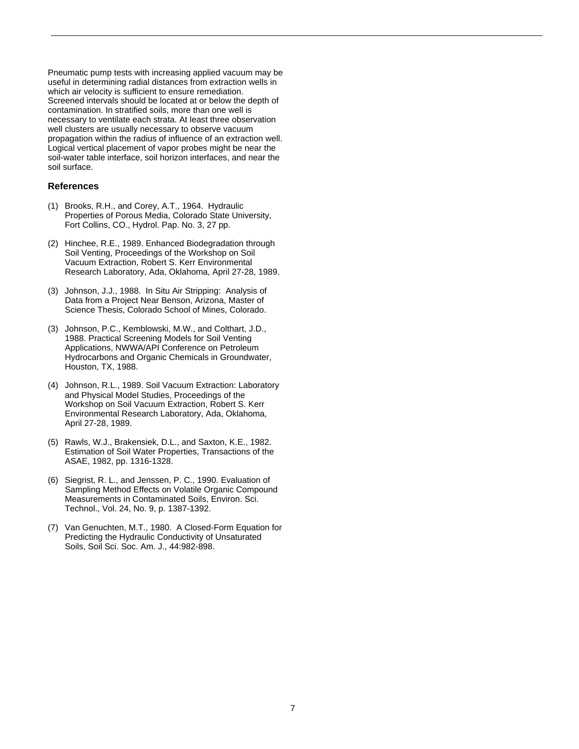Pneumatic pump tests with increasing applied vacuum may be useful in determining radial distances from extraction wells in which air velocity is sufficient to ensure remediation. Screened intervals should be located at or below the depth of contamination. In stratified soils, more than one well is necessary to ventilate each strata. At least three observation well clusters are usually necessary to observe vacuum propagation within the radius of influence of an extraction well. Logical vertical placement of vapor probes might be near the soil-water table interface, soil horizon interfaces, and near the soil surface.

## References

(1) Brooks, R.H., and Corey, A.T., 1964. Hydraulic Properties of Porous Media, Colorado State University, Fort Collins, CO., Hydrol. Pap. No. 3, 27 pp.

(2) Hinchee, R.E., 1989. Enhanced Biodegradation through Soil Venting, Proceedings of the Workshop on Soil Vacuum Extraction, Robert S. Kerr Environmental Research Laboratory, Ada, Oklahoma, April 27-28, 1989.

(3) Johnson, J.J., 1988. In Situ Air Stripping: Analysis of Data from a Project Near Benson, Arizona, Master of Science Thesis, Colorado School of Mines, Colorado.

(3) Johnson, P.C., Kemblowski, M.W., and Colthart, J.D., 1988. Practical Screening Models for Soil Venting Applications, NWWA/API Conference on Petroleum Hydrocarbons and Organic Chemicals in Groundwater, Houston, TX, 1988.

(4) Johnson, R.L., 1989. Soil Vacuum Extraction: Laboratory and Physical Model Studies, Proceedings of the Workshop on Soil Vacuum Extraction, Robert S. Kerr Environmental Research Laboratory, Ada, Oklahoma, April 27-28, 1989.

(5) Rawls, W.J., Brakensiek, D.L., and Saxton, K.E., 1982. Estimation of Soil Water Properties, Transactions of the ASAE, 1982, pp. 1316-1328.

(6) Siegrist, R. L., and Jenssen, P. C., 1990. Evaluation of Sampling Method Effects on Volatile Organic Compound Measurements in Contaminated Soils, Environ. Sci. Technol., Vol. 24, No. 9, p. 1387-1392.

(7) Van Genuchten, M.T., 1980. A Closed-Form Equation for Predicting the Hydraulic Conductivity of Unsaturated Soils, Soil Sci. Soc. Am. J., 44:982-898.